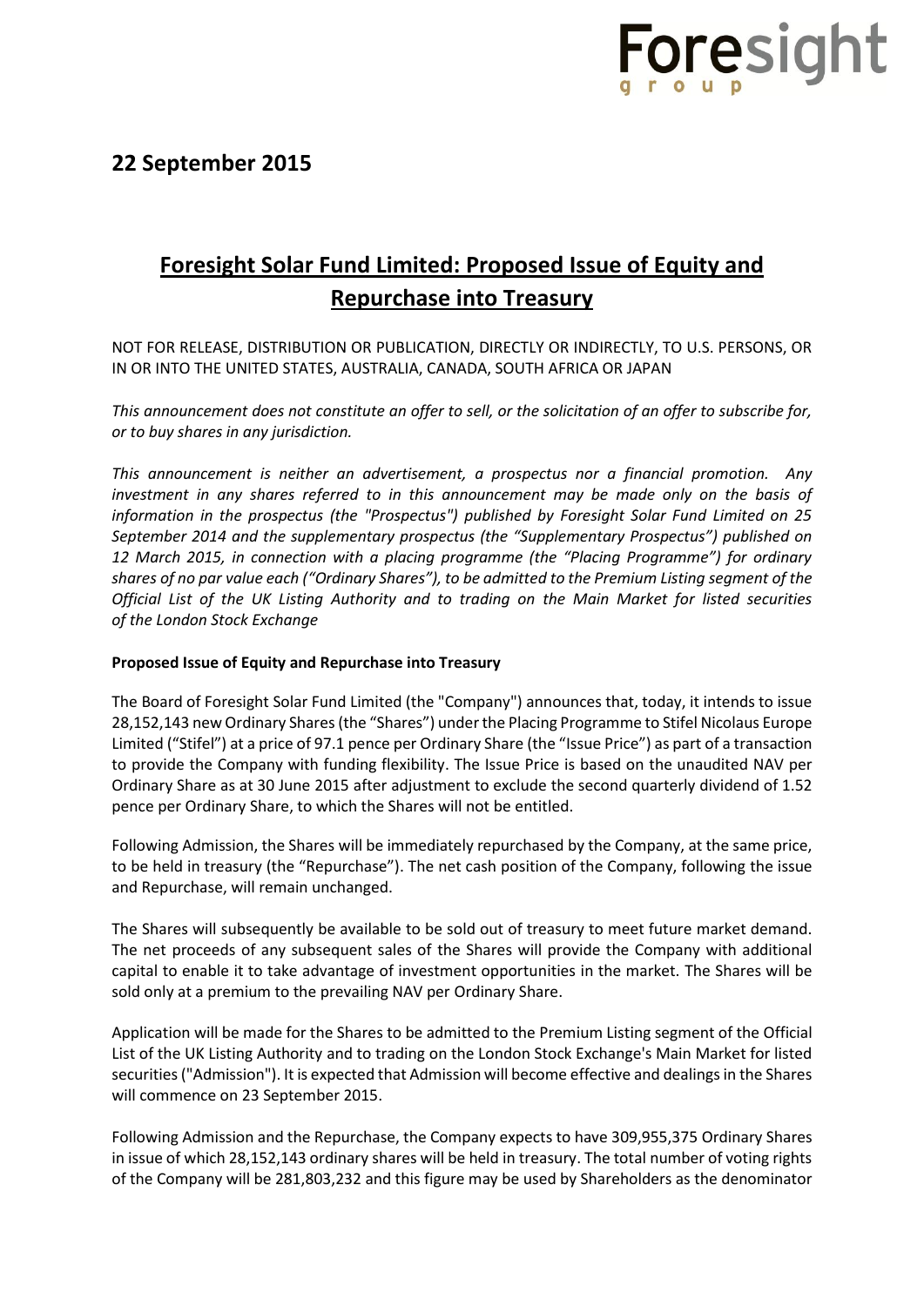## 22 September 2015

# Foresight Solar Fund Limited: Proposed Issue of Equity and Repurchase into Treasury

NOT FOR RELEASE, DISTRIBUTION OR PUBLICATION, DIRECTLY OR INDIRECTLY, TO U.S. PERSONS, OR IN OR INTO THE UNITED STATES, AUSTRALIA, CANADA, SOUTH AFRICA OR JAPAN

*This announcement does not constitute an offer to sell, or the solicitation of an offer to subscribe for, or to buy shares in any jurisdiction.*

*This announcement is neither an advertisement, a prospectus nor a financial promotion. Any investment in any shares referred to in this announcement may be made only on the basis of information in the prospectus (the "Prospectus") published by Foresight Solar Fund Limited on 25 September 2014 and the supplementary prospectus (the "Supplementary Prospectus") published on 12 March 2015, in connection with a placing programme (the "Placing Programme") for ordinary shares of no par value each ("Ordinary Shares"), to be admitted to the Premium Listing segment of the Official List of the UK Listing Authority and to trading on the Main Market for listed securities of the London Stock Exchange*

**Proposed Issue of Equity and Repurchase into Treasury**

The Board of Foresight Solar Fund Limited (the "Company") announces that, today, it intends to issue 28,152,143 new Ordinary Shares (the "Shares") under the Placing Programme to Stifel Nicolaus Europe Limited ("Stifel") at a price of 97.1 pence per Ordinary Share (the "Issue Price") as part of a transaction to provide the Company with funding flexibility. The Issue Price is based on the unaudited NAV per Ordinary Share as at 30 June 2015 after adjustment to exclude the second quarterly dividend of 1.52 pence per Ordinary Share, to which the Shares will not be entitled.

Following Admission, the Shares will be immediately repurchased by the Company, at the same price, to be held in treasury (the "Repurchase"). The net cash position of the Company, following the issue and Repurchase, will remain unchanged.

The Shares will subsequently be available to be sold out of treasury to meet future market demand. The net proceeds of any subsequent sales of the Shares will provide the Company with additional capital to enable it to take advantage of investment opportunities in the market. The Shares will be sold only at a premium to the prevailing NAV per Ordinary Share.

Application will be made for the Shares to be admitted to the Premium Listing segment of the Official List of the UK Listing Authority and to trading on the London Stock Exchange's Main Market for listed securities ("Admission"). It is expected that Admission will become effective and dealings in the Shares will commence on 23 September 2015.

Following Admission and the Repurchase, the Company expects to have 309,955,375 Ordinary Shares in issue of which 28,152,143 ordinary shares will be held in treasury. The total number of voting rights of the Company will be 281,803,232 and this figure may be used by Shareholders as the denominator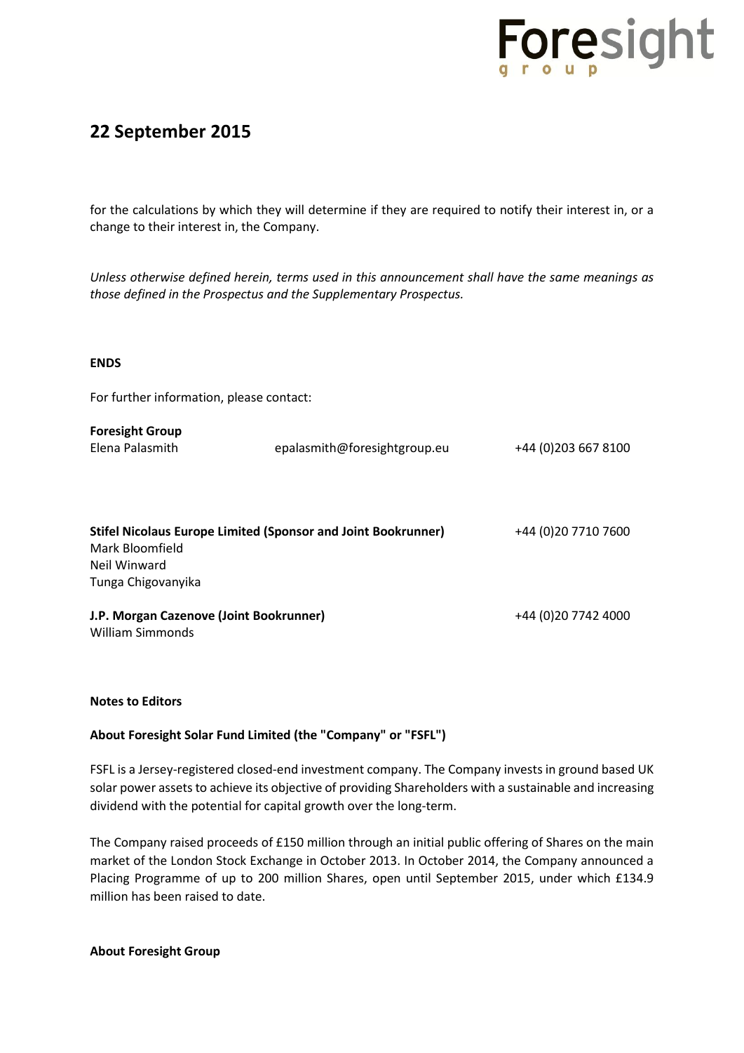## 22 September 2015

for the calculations by which they will determine if they are required to notify their interest in, or a change to their interest in, the Company.

*Unless otherwise defined herein, terms used in this announcement shall have the same meanings as those defined in the Prospectus and the Supplementary Prospectus.*

**ENDS**

For further information, please contact:

**Foresight Group**
Elena Palasmith    epalasmith@foresightgroup.eu    +44 (0)203 667 8100

**Stifel Nicolaus Europe Limited (Sponsor and Joint Bookrunner)**    +44 (0)20 7710 7600
Mark Bloomfield
Neil Winward
Tunga Chigovanyika

**J.P. Morgan Cazenove (Joint Bookrunner)**    +44 (0)20 7742 4000
William Simmonds

**Notes to Editors**

**About Foresight Solar Fund Limited (the "Company" or "FSFL")**

FSFL is a Jersey-registered closed-end investment company. The Company invests in ground based UK solar power assets to achieve its objective of providing Shareholders with a sustainable and increasing dividend with the potential for capital growth over the long-term.

The Company raised proceeds of £150 million through an initial public offering of Shares on the main market of the London Stock Exchange in October 2013. In October 2014, the Company announced a Placing Programme of up to 200 million Shares, open until September 2015, under which £134.9 million has been raised to date.

**About Foresight Group**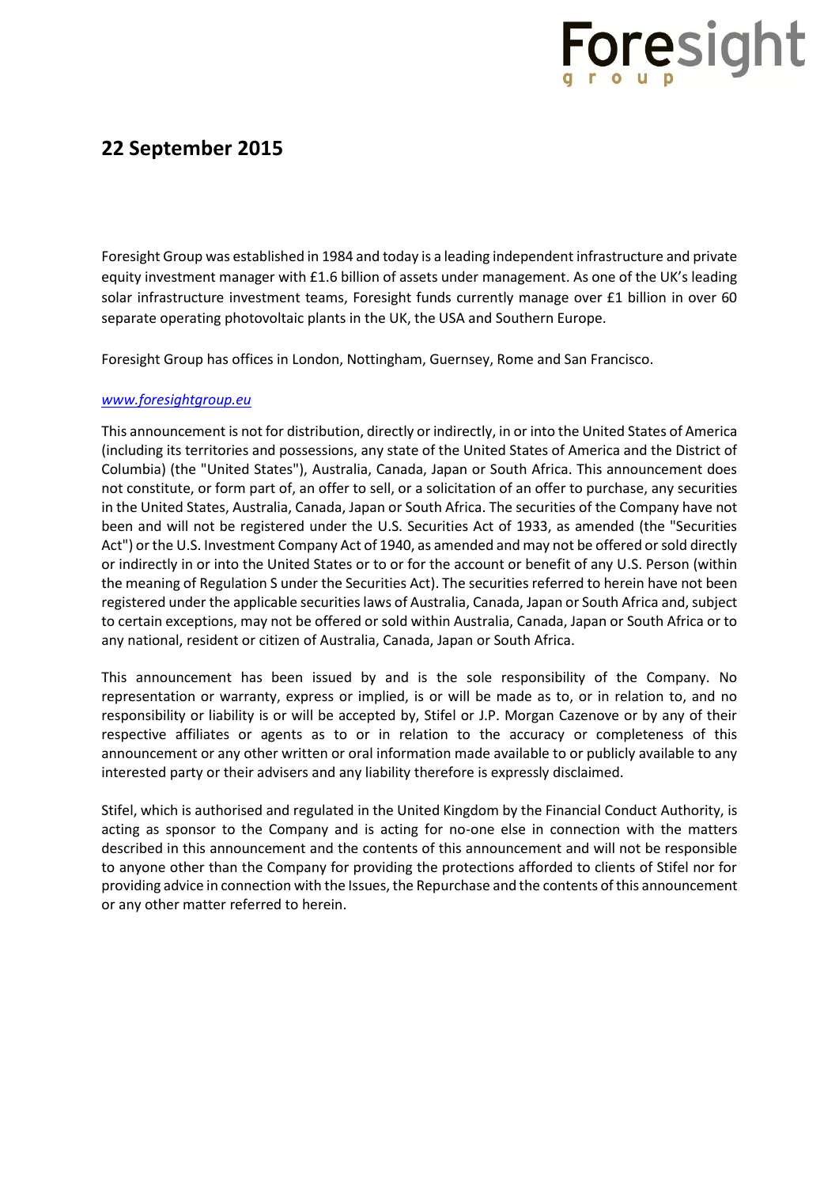## 22 September 2015

Foresight Group was established in 1984 and today is a leading independent infrastructure and private equity investment manager with £1.6 billion of assets under management. As one of the UK's leading solar infrastructure investment teams, Foresight funds currently manage over £1 billion in over 60 separate operating photovoltaic plants in the UK, the USA and Southern Europe.

Foresight Group has offices in London, Nottingham, Guernsey, Rome and San Francisco.

*www.foresightgroup.eu*

This announcement is not for distribution, directly or indirectly, in or into the United States of America (including its territories and possessions, any state of the United States of America and the District of Columbia) (the "United States"), Australia, Canada, Japan or South Africa. This announcement does not constitute, or form part of, an offer to sell, or a solicitation of an offer to purchase, any securities in the United States, Australia, Canada, Japan or South Africa. The securities of the Company have not been and will not be registered under the U.S. Securities Act of 1933, as amended (the "Securities Act") or the U.S. Investment Company Act of 1940, as amended and may not be offered or sold directly or indirectly in or into the United States or to or for the account or benefit of any U.S. Person (within the meaning of Regulation S under the Securities Act). The securities referred to herein have not been registered under the applicable securities laws of Australia, Canada, Japan or South Africa and, subject to certain exceptions, may not be offered or sold within Australia, Canada, Japan or South Africa or to any national, resident or citizen of Australia, Canada, Japan or South Africa.

This announcement has been issued by and is the sole responsibility of the Company. No representation or warranty, express or implied, is or will be made as to, or in relation to, and no responsibility or liability is or will be accepted by, Stifel or J.P. Morgan Cazenove or by any of their respective affiliates or agents as to or in relation to the accuracy or completeness of this announcement or any other written or oral information made available to or publicly available to any interested party or their advisers and any liability therefore is expressly disclaimed.

Stifel, which is authorised and regulated in the United Kingdom by the Financial Conduct Authority, is acting as sponsor to the Company and is acting for no-one else in connection with the matters described in this announcement and the contents of this announcement and will not be responsible to anyone other than the Company for providing the protections afforded to clients of Stifel nor for providing advice in connection with the Issues, the Repurchase and the contents of this announcement or any other matter referred to herein.